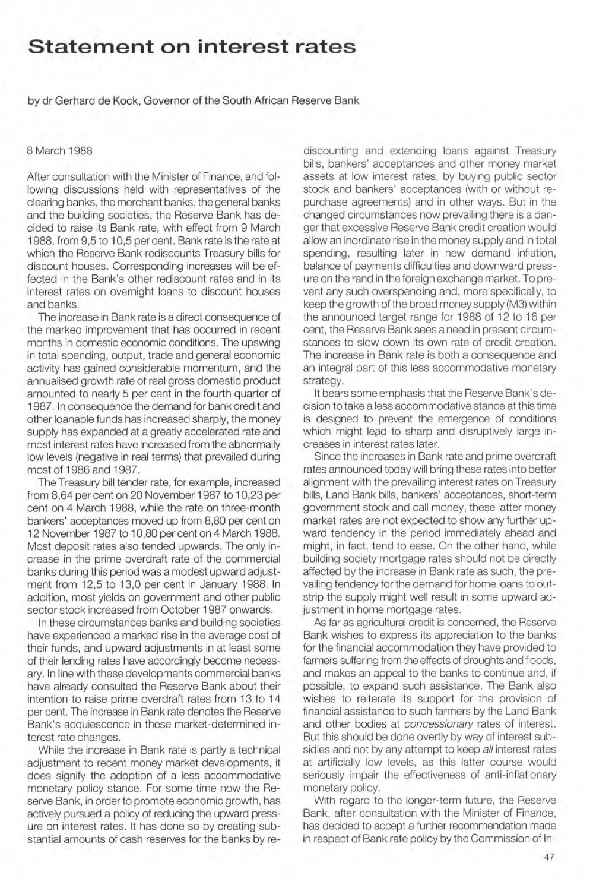# Statement on interest rates

by dr Gerhard de Kock, Governor of the South African Reserve Bank

8 March 1988

After consultation with the Minister of Finance, and following discussions held with representatives of the clearing banks, the merchant banks, the general banks and the building societies, the Reserve Bank has decided to raise its Bank rate, with effect from 9 March 1988, from 9,5 to 10,5 per cent. Bank rate is the rate at which the Reserve Bank rediscounts Treasury bills for discount houses. Corresponding increases will be effected in the Bank's other rediscount rates and in its interest rates on overnight loans to discount houses and banks.

The increase in Bank rate is a direct consequence of the marked improvement that has occurred in recent months in domestic economic conditions. The upswing in total spending, output, trade and general economic activity has gained considerable momentum, and the annualised growth rate of real gross domestic product amounted to nearly 5 per cent in the fourth quarter of 1987. In consequence the demand for bank credit and other loanable funds has increased sharply, the money supply has expanded at a greatly accelerated rate and most interest rates have increased from the abnormally low levels (negative in real terms) that prevailed during most of 1986 and 1987.

The Treasury bill tender rate, for example, increased from 8,64 per cent on 20 November 1987 to 10,23 per cent on 4 March 1988, while the rate on three-month bankers' acceptances moved up from 8,80 per cent on 12 November 1987 to 10,80 per cent on 4 March 1988. Most deposit rates also tended upwards. The only increase in the prime overdraft rate of the commercial banks during this period was a modest upward adjustment from 12,5 to 13,0 per cent in January 1988. In addition, most yields on government and other public sector stock increased from October 1987 onwards.

In these circumstances banks and building societies have experienced a marked rise in the average cost of their funds, and upward adjustments in at least some of their lending rates have accordingly become necessary. In line with these developments commercial banks have already consulted the Reserve Bank about their intention to raise prime overdraft rates from 13 to 14 per cent. The increase in Bank rate denotes the Reserve Bank's acquiescence in these market-determined interest rate changes.

While the increase in Bank rate is partly a technical adjustment to recent money market developments, it does signify the adoption of a less accommodative monetary policy stance. For some time now the Reserve Bank, in order to promote economic growth, has actively pursued a policy of reducing the upward pressure on interest rates. It has done so by creating substantial amounts of cash reserves for the banks by rediscounting and extending loans against Treasury bills, bankers' acceptances and other money market assets at low interest rates, by buying public sector stock and bankers' acceptances (with or without repurchase agreements) and in other ways. But in the changed circumstances now prevailing there is a danger that excessive Reserve Bank credit creation would allow an inordinate rise in the money supply and in total spending, resulting later in new demand inflation, balance of payments difficulties and downward pressure on the rand in the foreign exchange market. To prevent any such overspending and, more specifically, to keep the growth of the broad money supply (M3) within the announced target range for 1988 of 12 to 16 per cent, the Reserve Bank sees a need in present circumstances to slow down its own rate of credit creation. The increase in Bank rate is both a consequence and an integral part of this less accommodative monetary strategy.

It bears some emphasis that the Reserve Bank's decision to take a less accommodative stance at this time is designed to prevent the emergence of conditions which might lead to sharp and disruptively large increases in interest rates later.

Since the increases in Bank rate and prime overdraft rates announced today will bring these rates into better alignment with the prevailing interest rates on Treasury bills, Land Bank bills, bankers' acceptances, short-term government stock and call money, these latter money market rates are not expected to show any further upward tendency in the period immediately ahead and might, in fact, tend to ease. On the other hand, while building society mortgage rates should not be directly affected by the increase in Bank rate as such, the prevailing tendency for the demand for home loans to outstrip the supply might well result in some upward adjustment in home mortgage rates.

As far as agricultural credit is concerned, the Reserve Bank wishes to express its appreciation to the banks for the financial accommodation they have provided to farmers suffering from the effects of droughts and floods, and makes an appeal to the banks to continue and, if possible, to expand such assistance. The Bank also wishes to reiterate its support for the provision of financial assistance to such farmers by the Land Bank and other bodies at *concessionary* rates of interest. But this should be done overtly by way of interest subsidies and not by any attempt to keep *all* interest rates at artificially low levels, as this latter course would seriously impair the effectiveness of anti-inflationary monetary policy.

With regard to the longer-term future, the Reserve Bank, after consultation with the Minister of Finance, has decided to accept a further recommendation made in respect of Bank rate policy by the Commission of In-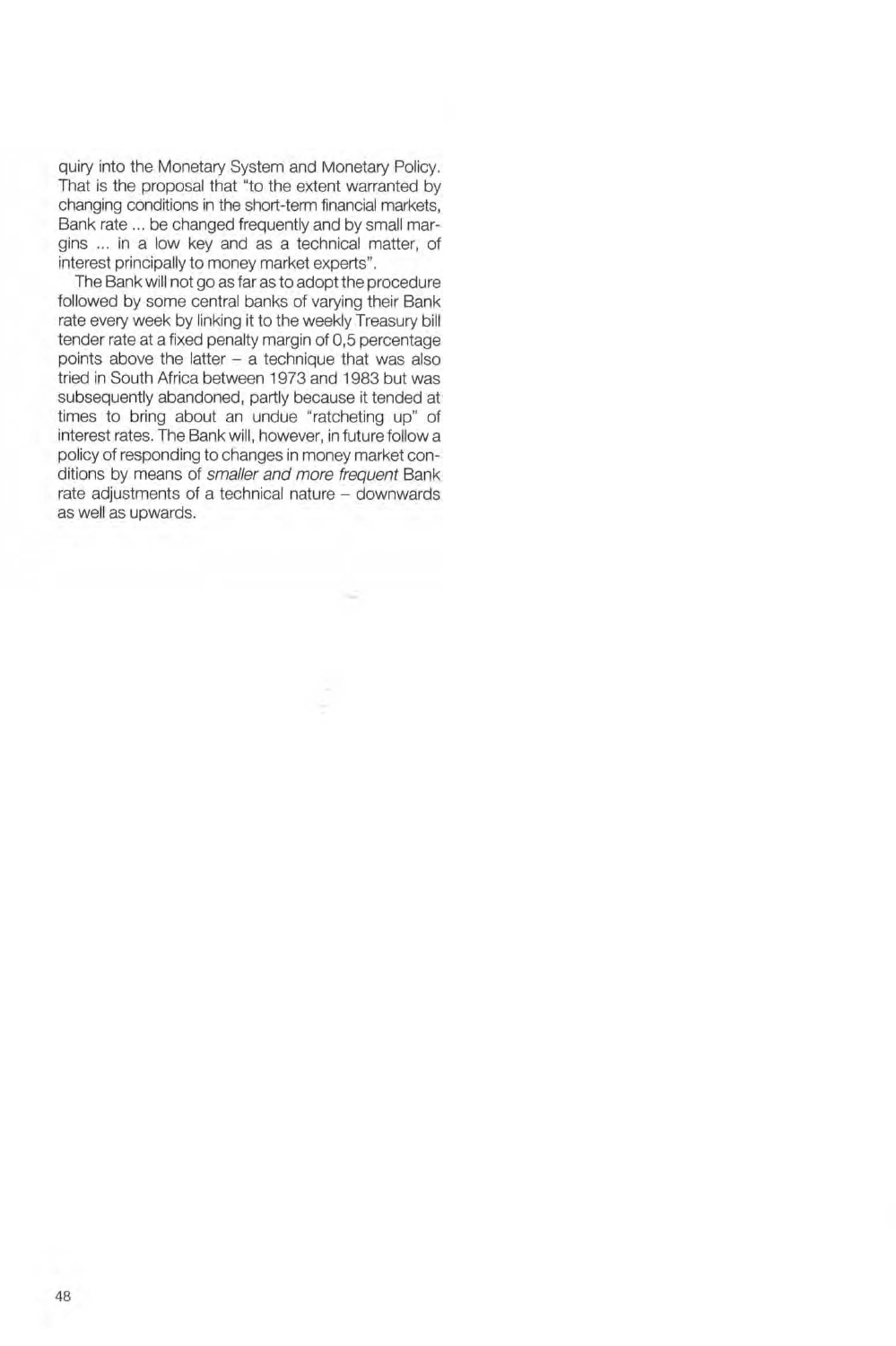quiry into the Monetary System and Monetary Policy. That is the proposal that "to the extent warranted by changing conditions in the short-term financial markets, Bank rate ... be changed frequently and by small margins ... in a low key and as a technical matter, of interest principally to money market experts".

The Bank will not go as far as to adopt the procedure followed by some central banks of varying their Bank rate every week by linking it to the weekly Treasury bill tender rate at a fixed penalty margin of 0,5 percentage points above the latter – a technique that was also tried in South Africa between 1973 and 1983 but was subsequently abandoned, partly because it tended at times to bring about an undue "ratcheting up" of interest rates. The Bank will, however, in future follow a policy of responding to changes in money market conditions by means of *smaller and more frequent* Bank rate adjustments of a technical nature – downwards as well as upwards.